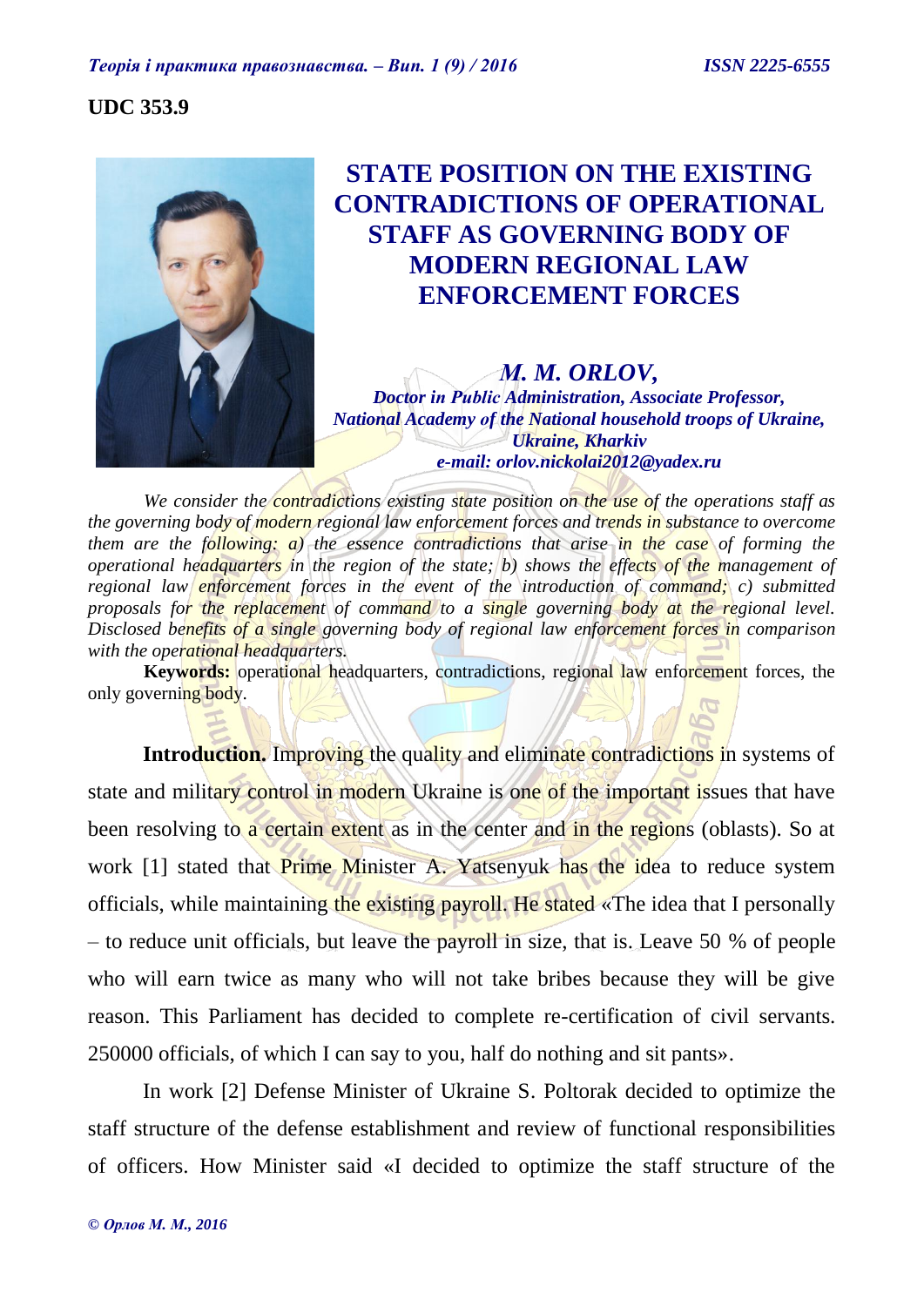**UDC 353.9**

# STATE POSITION ON THE EXISTING CONTRADICTIONS OF OPERATIONAL STAFF AS GOVERNING BODY OF MODERN REGIONAL LAW ENFORCEMENT FORCES

***M. M. ORLOV,***
***Doctor in Public Administration, Associate Professor,***
***National Academy of the National household troops of Ukraine,***
***Ukraine, Kharkiv***
***e-mail: orlov.nickolai2012@yadex.ru***

*We consider the contradictions existing state position on the use of the operations staff as the governing body of modern regional law enforcement forces and trends in substance to overcome them are the following: a) the essence contradictions that arise in the case of forming the operational headquarters in the region of the state; b) shows the effects of the management of regional law enforcement forces in the event of the introduction of command; c) submitted proposals for the replacement of command to a single governing body at the regional level. Disclosed benefits of a single governing body of regional law enforcement forces in comparison with the operational headquarters.*

**Keywords:** operational headquarters, contradictions, regional law enforcement forces, the only governing body.

**Introduction.** Improving the quality and eliminate contradictions in systems of state and military control in modern Ukraine is one of the important issues that have been resolving to a certain extent as in the center and in the regions (oblasts). So at work [1] stated that Prime Minister A. Yatsenyuk has the idea to reduce system officials, while maintaining the existing payroll. He stated «The idea that I personally – to reduce unit officials, but leave the payroll in size, that is. Leave 50 % of people who will earn twice as many who will not take bribes because they will be give reason. This Parliament has decided to complete re-certification of civil servants. 250000 officials, of which I can say to you, half do nothing and sit pants».

In work [2] Defense Minister of Ukraine S. Poltorak decided to optimize the staff structure of the defense establishment and review of functional responsibilities of officers. How Minister said «I decided to optimize the staff structure of the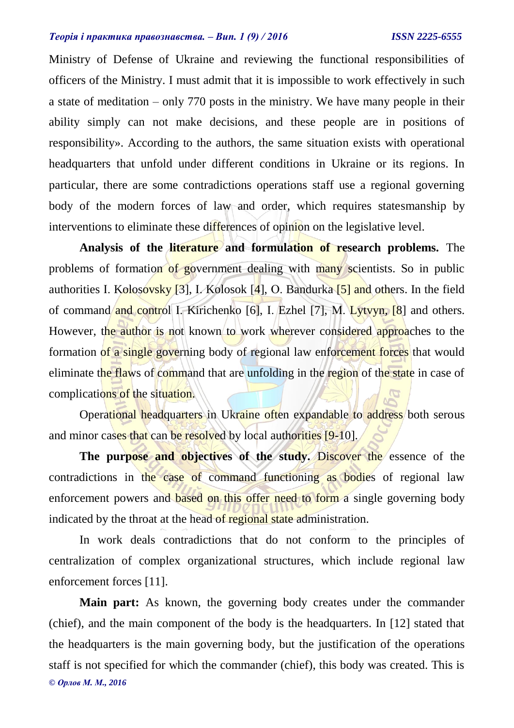Ministry of Defense of Ukraine and reviewing the functional responsibilities of officers of the Ministry. I must admit that it is impossible to work effectively in such a state of meditation – only 770 posts in the ministry. We have many people in their ability simply can not make decisions, and these people are in positions of responsibility». According to the authors, the same situation exists with operational headquarters that unfold under different conditions in Ukraine or its regions. In particular, there are some contradictions operations staff use a regional governing body of the modern forces of law and order, which requires statesmanship by interventions to eliminate these differences of opinion on the legislative level.

**Analysis of the literature and formulation of research problems.** The problems of formation of government dealing with many scientists. So in public authorities I. Kolosovsky [3], I. Kolosok [4], O. Bandurka [5] and others. In the field of command and control I. Kirichenko [6], I. Ezhel [7], M. Lytvyn, [8] and others. However, the author is not known to work wherever considered approaches to the formation of a single governing body of regional law enforcement forces that would eliminate the flaws of command that are unfolding in the region of the state in case of complications of the situation.

Operational headquarters in Ukraine often expandable to address both serous and minor cases that can be resolved by local authorities [9-10].

**The purpose and objectives of the study.** Discover the essence of the contradictions in the case of command functioning as bodies of regional law enforcement powers and based on this offer need to form a single governing body indicated by the throat at the head of regional state administration.

In work deals contradictions that do not conform to the principles of centralization of complex organizational structures, which include regional law enforcement forces [11].

**Main part:** As known, the governing body creates under the commander (chief), and the main component of the body is the headquarters. In [12] stated that the headquarters is the main governing body, but the justification of the operations staff is not specified for which the commander (chief), this body was created. This is

*© Орлов М. М., 2016*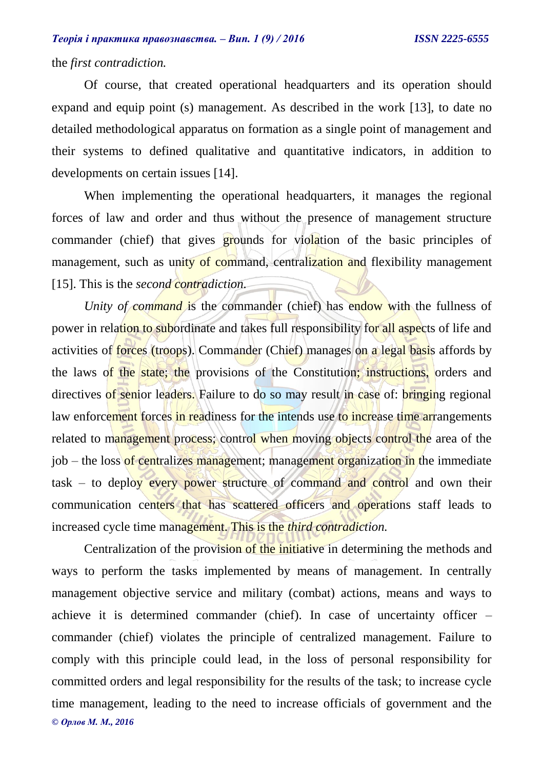the *first contradiction.*

Of course, that created operational headquarters and its operation should expand and equip point (s) management. As described in the work [13], to date no detailed methodological apparatus on formation as a single point of management and their systems to defined qualitative and quantitative indicators, in addition to developments on certain issues [14].

When implementing the operational headquarters, it manages the regional forces of law and order and thus without the presence of management structure commander (chief) that gives grounds for violation of the basic principles of management, such as unity of command, centralization and flexibility management [15]. This is the *second contradiction.*

*Unity of command* is the commander (chief) has endow with the fullness of power in relation to subordinate and takes full responsibility for all aspects of life and activities of forces (troops). Commander (Chief) manages on a legal basis affords by the laws of the state; the provisions of the Constitution; instructions, orders and directives of senior leaders. Failure to do so may result in case of: bringing regional law enforcement forces in readiness for the intends use to increase time arrangements related to management process; control when moving objects control the area of the job – the loss of centralizes management; management organization in the immediate task – to deploy every power structure of command and control and own their communication centers that has scattered officers and operations staff leads to increased cycle time management. This is the *third contradiction.*

Centralization of the provision of the initiative in determining the methods and ways to perform the tasks implemented by means of management. In centrally management objective service and military (combat) actions, means and ways to achieve it is determined commander (chief). In case of uncertainty officer – commander (chief) violates the principle of centralized management. Failure to comply with this principle could lead, in the loss of personal responsibility for committed orders and legal responsibility for the results of the task; to increase cycle time management, leading to the need to increase officials of government and the

*© Орлов М. М., 2016*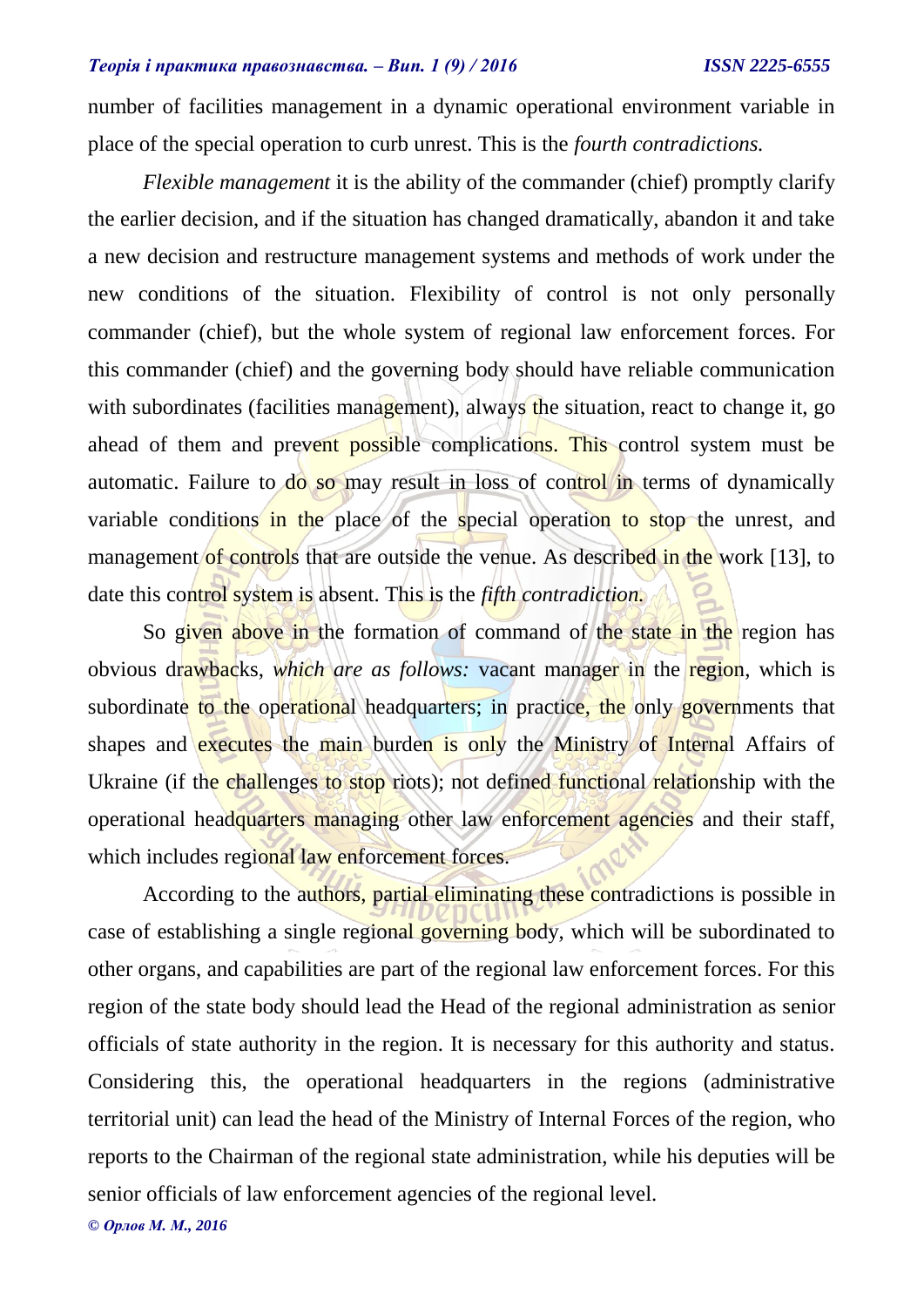number of facilities management in a dynamic operational environment variable in place of the special operation to curb unrest. This is the *fourth contradictions.*

*Flexible management* it is the ability of the commander (chief) promptly clarify the earlier decision, and if the situation has changed dramatically, abandon it and take a new decision and restructure management systems and methods of work under the new conditions of the situation. Flexibility of control is not only personally commander (chief), but the whole system of regional law enforcement forces. For this commander (chief) and the governing body should have reliable communication with subordinates (facilities management), always the situation, react to change it, go ahead of them and prevent possible complications. This control system must be automatic. Failure to do so may result in loss of control in terms of dynamically variable conditions in the place of the special operation to stop the unrest, and management of controls that are outside the venue. As described in the work [13], to date this control system is absent. This is the *fifth contradiction.*

So given above in the formation of command of the state in the region has obvious drawbacks, *which are as follows:* vacant manager in the region, which is subordinate to the operational headquarters; in practice, the only governments that shapes and executes the main burden is only the Ministry of Internal Affairs of Ukraine (if the challenges to stop riots); not defined functional relationship with the operational headquarters managing other law enforcement agencies and their staff, which includes regional law enforcement forces.

According to the authors, partial eliminating these contradictions is possible in case of establishing a single regional governing body, which will be subordinated to other organs, and capabilities are part of the regional law enforcement forces. For this region of the state body should lead the Head of the regional administration as senior officials of state authority in the region. It is necessary for this authority and status. Considering this, the operational headquarters in the regions (administrative territorial unit) can lead the head of the Ministry of Internal Forces of the region, who reports to the Chairman of the regional state administration, while his deputies will be senior officials of law enforcement agencies of the regional level.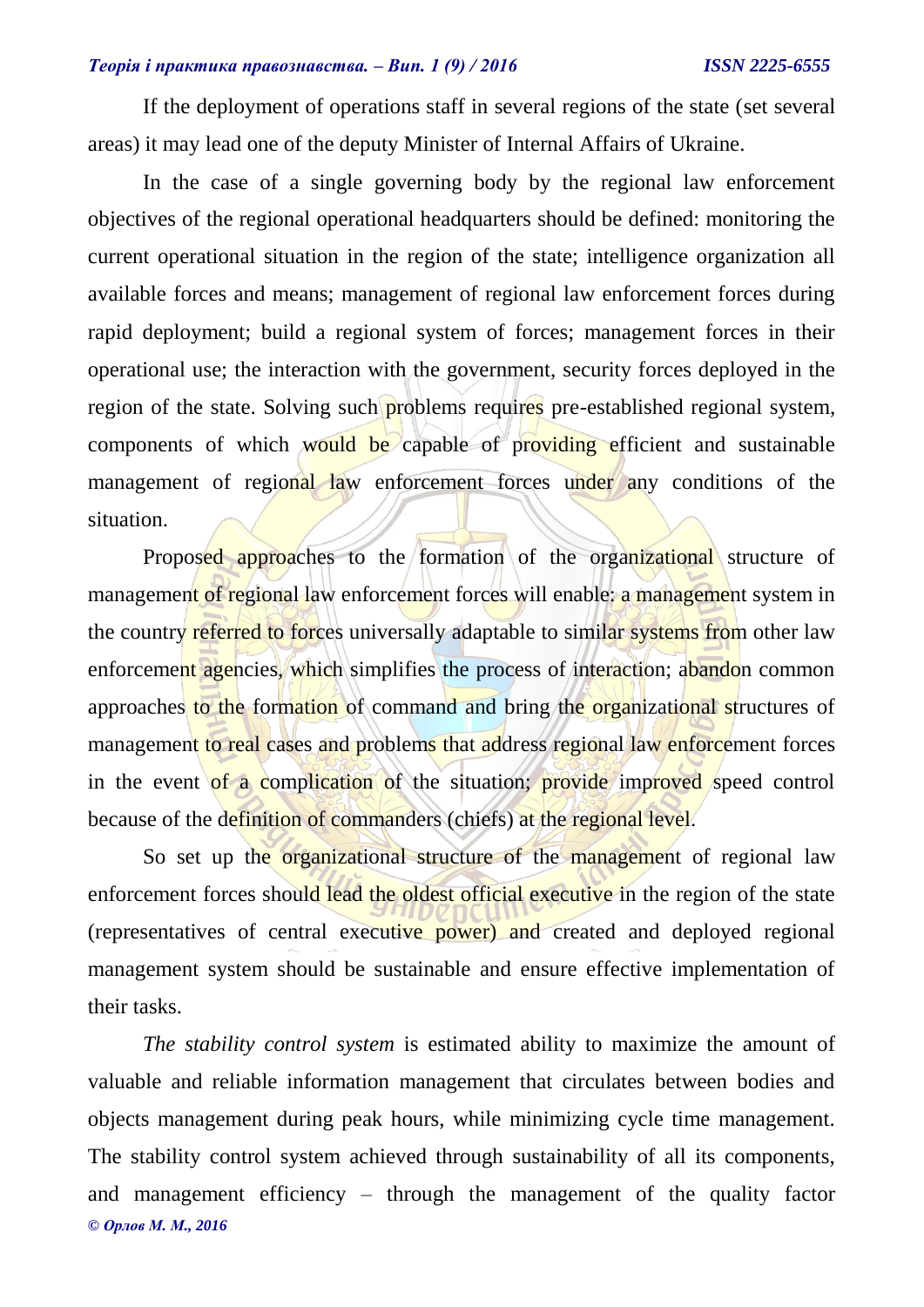If the deployment of operations staff in several regions of the state (set several areas) it may lead one of the deputy Minister of Internal Affairs of Ukraine.

In the case of a single governing body by the regional law enforcement objectives of the regional operational headquarters should be defined: monitoring the current operational situation in the region of the state; intelligence organization all available forces and means; management of regional law enforcement forces during rapid deployment; build a regional system of forces; management forces in their operational use; the interaction with the government, security forces deployed in the region of the state. Solving such problems requires pre-established regional system, components of which would be capable of providing efficient and sustainable management of regional law enforcement forces under any conditions of the situation.

Proposed approaches to the formation of the organizational structure of management of regional law enforcement forces will enable: a management system in the country referred to forces universally adaptable to similar systems from other law enforcement agencies, which simplifies the process of interaction; abandon common approaches to the formation of command and bring the organizational structures of management to real cases and problems that address regional law enforcement forces in the event of a complication of the situation; provide improved speed control because of the definition of commanders (chiefs) at the regional level.

So set up the organizational structure of the management of regional law enforcement forces should lead the oldest official executive in the region of the state (representatives of central executive power) and created and deployed regional management system should be sustainable and ensure effective implementation of their tasks.

*The stability control system* is estimated ability to maximize the amount of valuable and reliable information management that circulates between bodies and objects management during peak hours, while minimizing cycle time management. The stability control system achieved through sustainability of all its components, and management efficiency – through the management of the quality factor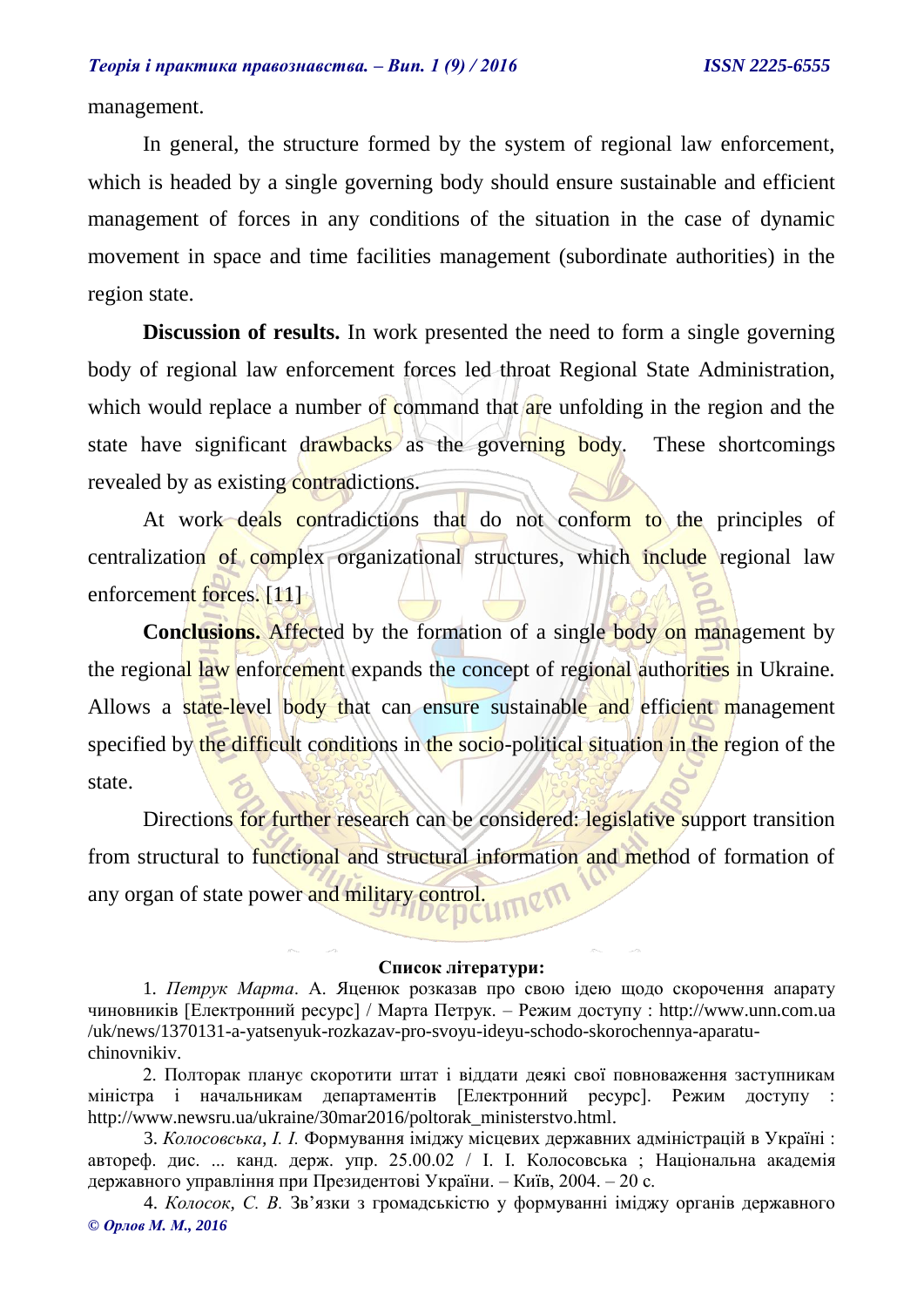management.

In general, the structure formed by the system of regional law enforcement, which is headed by a single governing body should ensure sustainable and efficient management of forces in any conditions of the situation in the case of dynamic movement in space and time facilities management (subordinate authorities) in the region state.

**Discussion of results.** In work presented the need to form a single governing body of regional law enforcement forces led throat Regional State Administration, which would replace a number of command that are unfolding in the region and the state have significant drawbacks as the governing body. These shortcomings revealed by as existing contradictions.

At work deals contradictions that do not conform to the principles of centralization of complex organizational structures, which include regional law enforcement forces. [11]

**Conclusions.** Affected by the formation of a single body on management by the regional law enforcement expands the concept of regional authorities in Ukraine. Allows a state-level body that can ensure sustainable and efficient management specified by the difficult conditions in the socio-political situation in the region of the state.

Directions for further research can be considered: legislative support transition from structural to functional and structural information and method of formation of any organ of state power and military control.

**Список літератури:**

1. *Петрук Марта*. А. Яценюк розказав про свою ідею щодо скорочення апарату чиновників [Електронний ресурс] / Марта Петрук. – Режим доступу : http://www.unn.com.ua /uk/news/1370131-a-yatsenyuk-rozkazav-pro-svoyu-ideyu-schodo-skorochennya-aparatu-chinovnikiv.

2. Полторак планує скоротити штат і віддати деякі свої повноваження заступникам міністра і начальникам департаментів [Електронний ресурс]. Режим доступу : http://www.newsru.ua/ukraine/30mar2016/poltorak_ministerstvo.html.

3. *Колосовська, І. І.* Формування іміджу місцевих державних адміністрацій в Україні : автореф. дис. ... канд. держ. упр. 25.00.02 / І. І. Колосовська ; Національна академія державного управління при Президентові України. – Київ, 2004. – 20 с.

4. *Колосок, С. В.* Зв'язки з громадськістю у формуванні іміджу органів державного

*© Орлов М. М., 2016*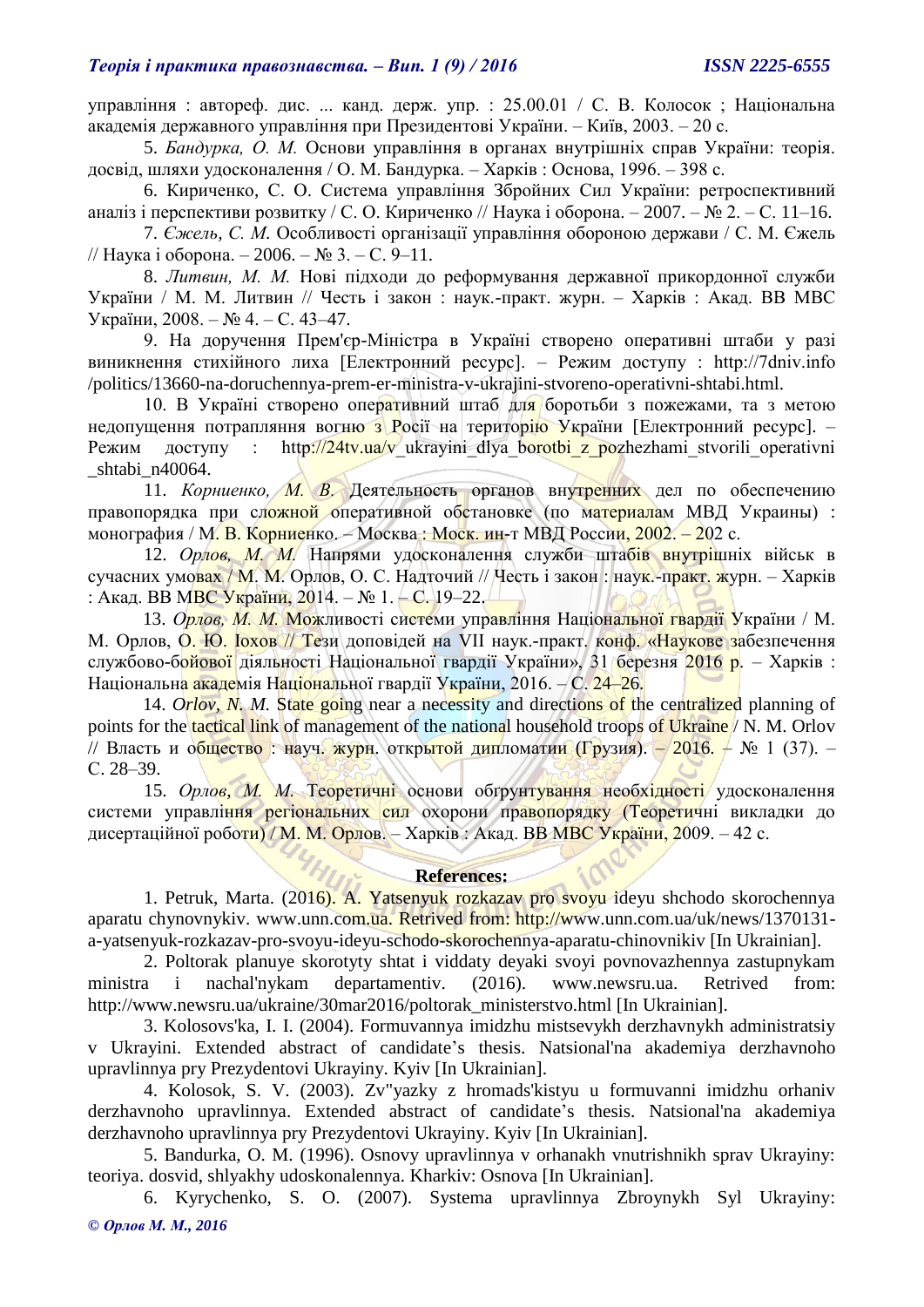управління : автореф. дис. ... канд. держ. упр. : 25.00.01 / С. В. Колосок ; Національна академія державного управління при Президентові України. – Київ, 2003. – 20 с.

5. *Бандурка, О. М.* Основи управління в органах внутрішніх справ України: теорія. досвід, шляхи удосконалення / О. М. Бандурка. – Харків : Основа, 1996. – 398 с.

6. Кириченко, С. О. Система управління Збройних Сил України: ретроспективний аналіз і перспективи розвитку / С. О. Кириченко // Наука і оборона. – 2007. – № 2. – С. 11–16.

7. *Єжель, С. М.* Особливості організації управління обороною держави / С. М. Єжель // Наука і оборона. – 2006. – № 3. – С. 9–11.

8. *Литвин, М. М.* Нові підходи до реформування державної прикордонної служби України / М. М. Литвин // Честь і закон : наук.-практ. журн. – Харків : Акад. ВВ МВС України, 2008. – № 4. – С. 43–47.

9. На доручення Прем'єр-Міністра в Україні створено оперативні штаби у разі виникнення стихійного лиха [Електронний ресурс]. – Режим доступу : http://7dniv.info /politics/13660-na-doruchennya-prem-er-ministra-v-ukrajini-stvoreno-operativni-shtabi.html.

10. В Україні створено оперативний штаб для боротьби з пожежами, та з метою недопущення потрапляння вогню з Росії на територію України [Електронний ресурс]. – Режим доступу : http://24tv.ua/v_ukrayini_dlya_borotbi_z_pozhezhami_stvorili_operativni _shtabi_n40064.

11. *Корниенко, М. В.* Деятельность органов внутренних дел по обеспечению правопорядка при сложной оперативной обстановке (по материалам МВД Украины) : монография / М. В. Корниенко. – Москва : Моск. ин-т МВД России, 2002. – 202 с.

12. *Орлов, М. М.* Напрями удосконалення служби штабів внутрішніх військ в сучасних умовах / М. М. Орлов, О. С. Надточий // Честь і закон : наук.-практ. журн. – Харків : Акад. ВВ МВС України, 2014. – № 1. – С. 19–22.

13. *Орлов, М. М.* Можливості системи управління Національної гвардії України / М. М. Орлов, О. Ю. Іохов // Тези доповідей на VII наук.-практ. конф. «Наукове забезпечення службово-бойової діяльності Національної гвардії України», 31 березня 2016 р. – Харків : Національна академія Національної гвардії України, 2016. – С. 24–26.

14. *Orlov, N. M.* State going near a necessity and directions of the centralized planning of points for the tactical link of management of the national household troops of Ukraine / N. M. Orlov // Власть и общество : науч. журн. открытой дипломатии (Грузия). – 2016. – № 1 (37). – С. 28–39.

15. *Орлов, М. М.* Теоретичні основи обґрунтування необхідності удосконалення системи управління регіональних сил охорони правопорядку (Теоретичні викладки до дисертаційної роботи) / М. М. Орлов. – Харків : Акад. ВВ МВС України, 2009. – 42 с.

**References:**

1. Petruk, Marta. (2016). A. Yatsenyuk rozkazav pro svoyu ideyu shchodo skorochennya aparatu chynovnykiv. www.unn.com.ua. Retrived from: http://www.unn.com.ua/uk/news/1370131-a-yatsenyuk-rozkazav-pro-svoyu-ideyu-schodo-skorochennya-aparatu-chinovnikiv [In Ukrainian].

2. Poltorak planuye skorotyty shtat i viddaty deyaki svoyi povnovazhennya zastupnykam ministra i nachal'nykam departamentiv. (2016). www.newsru.ua. Retrived from: http://www.newsru.ua/ukraine/30mar2016/poltorak_ministerstvo.html [In Ukrainian].

3. Kolosovs'ka, I. I. (2004). Formuvannya imidzhu mistsevykh derzhavnykh administratsiy v Ukrayini. Extended abstract of candidate's thesis. Natsional'na akademiya derzhavnoho upravlinnya pry Prezydentovi Ukrayiny. Kyiv [In Ukrainian].

4. Kolosok, S. V. (2003). Zv"yazky z hromads'kistyu u formuvanni imidzhu orhaniv derzhavnoho upravlinnya. Extended abstract of candidate's thesis. Natsional'na akademiya derzhavnoho upravlinnya pry Prezydentovi Ukrayiny. Kyiv [In Ukrainian].

5. Bandurka, O. M. (1996). Osnovy upravlinnya v orhanakh vnutrishnikh sprav Ukrayiny: teoriya. dosvid, shlyakhy udoskonalennya. Kharkiv: Osnova [In Ukrainian].

6. Kyrychenko, S. O. (2007). Systema upravlinnya Zbroynykh Syl Ukrayiny: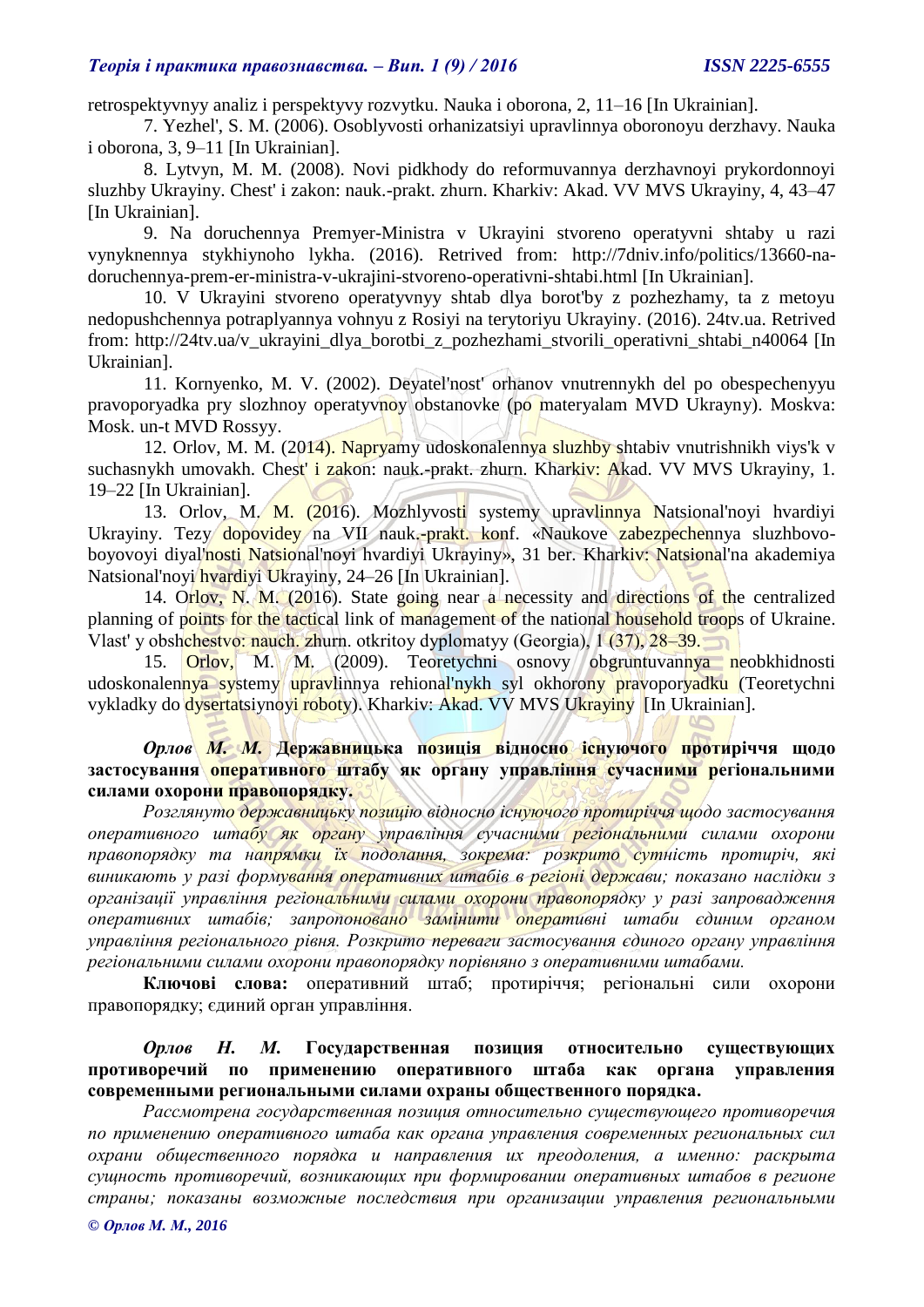retrospektyvnyy analiz i perspektyvy rozvytku. Nauka i oborona, 2, 11–16 [In Ukrainian].

7. Yezhel', S. M. (2006). Osoblyvosti orhanizatsiyi upravlinnya oboronoyu derzhavy. Nauka i oborona, 3, 9–11 [In Ukrainian].

8. Lytvyn, M. M. (2008). Novi pidkhody do reformuvannya derzhavnoyi prykordonnoyi sluzhby Ukrayiny. Chest' i zakon: nauk.-prakt. zhurn. Kharkiv: Akad. VV MVS Ukrayiny, 4, 43–47 [In Ukrainian].

9. Na doruchennya Premyer-Ministra v Ukrayini stvoreno operatyvni shtaby u razi vynyknennya stykhiynoho lykha. (2016). Retrived from: http://7dniv.info/politics/13660-na-doruchennya-prem-er-ministra-v-ukrajini-stvoreno-operativni-shtabi.html [In Ukrainian].

10. V Ukrayini stvoreno operatyvnyy shtab dlya borot'by z pozhezhamy, ta z metoyu nedopushchennya potraplyannya vohnyu z Rosiyi na terytoriyu Ukrayiny. (2016). 24tv.ua. Retrived from: http://24tv.ua/v_ukrayini_dlya_borotbi_z_pozhezhami_stvorili_operativni_shtabi_n40064 [In Ukrainian].

11. Kornyenko, M. V. (2002). Deyatel'nost' orhanov vnutrennykh del po obespechenyyu pravoporyadka pry slozhnoy operatyvnoy obstanovke (po materyalam MVD Ukrayny). Moskva: Mosk. un-t MVD Rossyy.

12. Orlov, M. M. (2014). Napryamy udoskonalennya sluzhby shtabiv vnutrishnikh viys'k v suchasnykh umovakh. Chest' i zakon: nauk.-prakt. zhurn. Kharkiv: Akad. VV MVS Ukrayiny, 1. 19–22 [In Ukrainian].

13. Orlov, M. M. (2016). Mozhlyvosti systemy upravlinnya Natsional'noyi hvardiyi Ukrayiny. Tezy dopovidey na VII nauk.-prakt. konf. «Naukove zabezpechennya sluzhbovo-boyovoyi diyal'nosti Natsional'noyi hvardiyi Ukrayiny», 31 ber. Kharkiv: Natsional'na akademiya Natsional'noyi hvardiyi Ukrayiny, 24–26 [In Ukrainian].

14. Orlov, N. M. (2016). State going near a necessity and directions of the centralized planning of points for the tactical link of management of the national household troops of Ukraine. Vlast' y obshchestvo: nauch. zhurn. otkritoy dyplomatyy (Georgia), 1 (37), 28–39.

15. Orlov, M. M. (2009). Teoretychni osnovy obgruntuvannya neobkhidnosti udoskonalennya systemy upravlinnya rehional'nykh syl okhorony pravoporyadku (Teoretychni vykladky do dysertatsiynoyi roboty). Kharkiv: Akad. VV MVS Ukrayiny [In Ukrainian].

***Орлов М. М.*** **Державницька позиція відносно існуючого протиріччя щодо застосування оперативного штабу як органу управління сучасними регіональними силами охорони правопорядку.**

*Розглянуто державницьку позицію відносно існуючого протиріччя щодо застосування оперативного штабу як органу управління сучасними регіональними силами охорони правопорядку та напрямки їх подолання, зокрема: розкрито сутність протиріч, які виникають у разі формування оперативних штабів в регіоні держави; показано наслідки з організації управління регіональними силами охорони правопорядку у разі запровадження оперативних штабів; запропоновано замінити оперативні штаби єдиним органом управління регіонального рівня. Розкрито переваги застосування єдиного органу управління регіональними силами охорони правопорядку порівняно з оперативними штабами.*

**Ключові слова:** оперативний штаб; протиріччя; регіональні сили охорони правопорядку; єдиний орган управління.

***Орлов Н. М.*** **Государственная позиция относительно существующих противоречий по применению оперативного штаба как органа управления современными региональными силами охраны общественного порядка.**

*Рассмотрена государственная позиция относительно существующего противоречия по применению оперативного штаба как органа управления современных региональных сил охрани общественного порядка и направления их преодоления, а именно: раскрыта сущность противоречий, возникающих при формировании оперативных штабов в регионе страны; показаны возможные последствия при организации управления региональными*

*© Орлов М. М., 2016*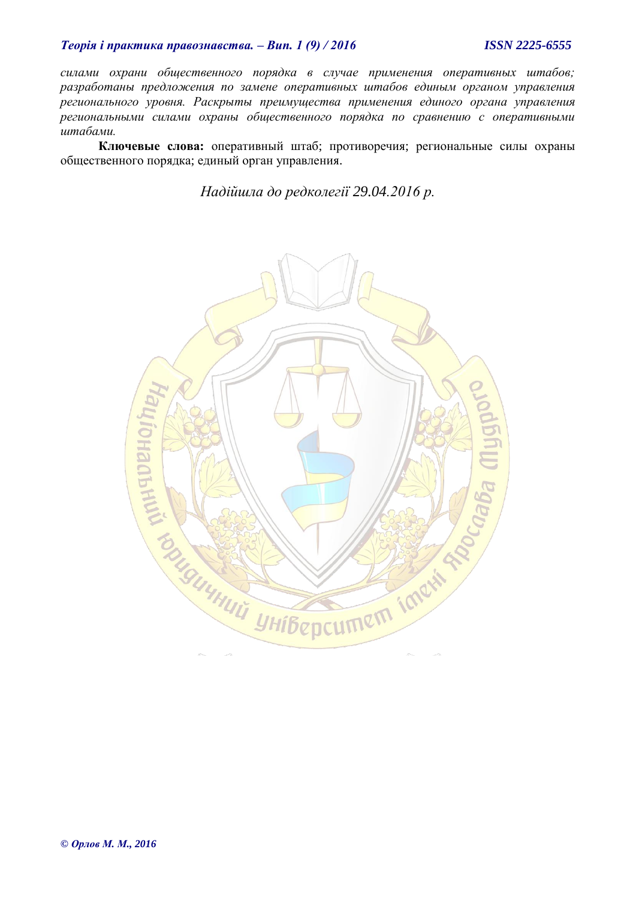*силами охрани общественного порядка в случае применения оперативных штабов; разработаны предложения по замене оперативных штабов единым органом управления регионального уровня. Раскрыты преимущества применения единого органа управления региональными силами охраны общественного порядка по сравнению с оперативными штабами.*

**Ключевые слова:** оперативный штаб; противоречия; региональные силы охраны общественного порядка; единый орган управления.

*Надійшла до редколегії 29.04.2016 р.*

*© Орлов М. М., 2016*